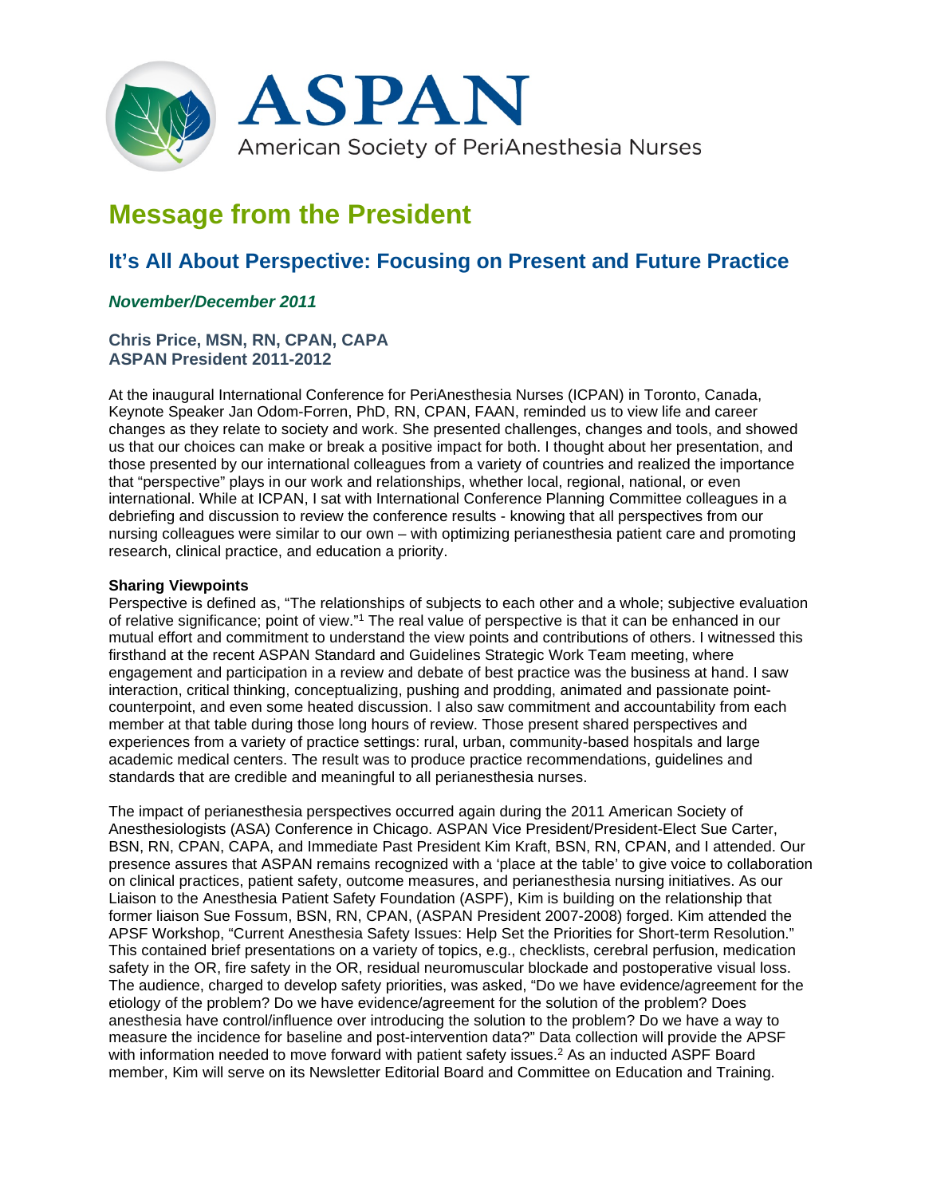ASPAN

American Society of PeriAnesthesia Nurses

# Message from the President

## It's All About Perspective: Focusing on Present and Future Practice

### *November/December 2011*

**Chris Price, MSN, RN, CPAN, CAPA**
**ASPAN President 2011-2012**

At the inaugural International Conference for PeriAnesthesia Nurses (ICPAN) in Toronto, Canada, Keynote Speaker Jan Odom-Forren, PhD, RN, CPAN, FAAN, reminded us to view life and career changes as they relate to society and work. She presented challenges, changes and tools, and showed us that our choices can make or break a positive impact for both. I thought about her presentation, and those presented by our international colleagues from a variety of countries and realized the importance that "perspective" plays in our work and relationships, whether local, regional, national, or even international. While at ICPAN, I sat with International Conference Planning Committee colleagues in a debriefing and discussion to review the conference results - knowing that all perspectives from our nursing colleagues were similar to our own – with optimizing perianesthesia patient care and promoting research, clinical practice, and education a priority.

**Sharing Viewpoints**

Perspective is defined as, "The relationships of subjects to each other and a whole; subjective evaluation of relative significance; point of view."[1] The real value of perspective is that it can be enhanced in our mutual effort and commitment to understand the view points and contributions of others. I witnessed this firsthand at the recent ASPAN Standard and Guidelines Strategic Work Team meeting, where engagement and participation in a review and debate of best practice was the business at hand. I saw interaction, critical thinking, conceptualizing, pushing and prodding, animated and passionate point-counterpoint, and even some heated discussion. I also saw commitment and accountability from each member at that table during those long hours of review. Those present shared perspectives and experiences from a variety of practice settings: rural, urban, community-based hospitals and large academic medical centers. The result was to produce practice recommendations, guidelines and standards that are credible and meaningful to all perianesthesia nurses.

The impact of perianesthesia perspectives occurred again during the 2011 American Society of Anesthesiologists (ASA) Conference in Chicago. ASPAN Vice President/President-Elect Sue Carter, BSN, RN, CPAN, CAPA, and Immediate Past President Kim Kraft, BSN, RN, CPAN, and I attended. Our presence assures that ASPAN remains recognized with a 'place at the table' to give voice to collaboration on clinical practices, patient safety, outcome measures, and perianesthesia nursing initiatives. As our Liaison to the Anesthesia Patient Safety Foundation (ASPF), Kim is building on the relationship that former liaison Sue Fossum, BSN, RN, CPAN, (ASPAN President 2007-2008) forged. Kim attended the APSF Workshop, "Current Anesthesia Safety Issues: Help Set the Priorities for Short-term Resolution." This contained brief presentations on a variety of topics, e.g., checklists, cerebral perfusion, medication safety in the OR, fire safety in the OR, residual neuromuscular blockade and postoperative visual loss. The audience, charged to develop safety priorities, was asked, "Do we have evidence/agreement for the etiology of the problem? Do we have evidence/agreement for the solution of the problem? Does anesthesia have control/influence over introducing the solution to the problem? Do we have a way to measure the incidence for baseline and post-intervention data?" Data collection will provide the APSF with information needed to move forward with patient safety issues.[2] As an inducted ASPF Board member, Kim will serve on its Newsletter Editorial Board and Committee on Education and Training.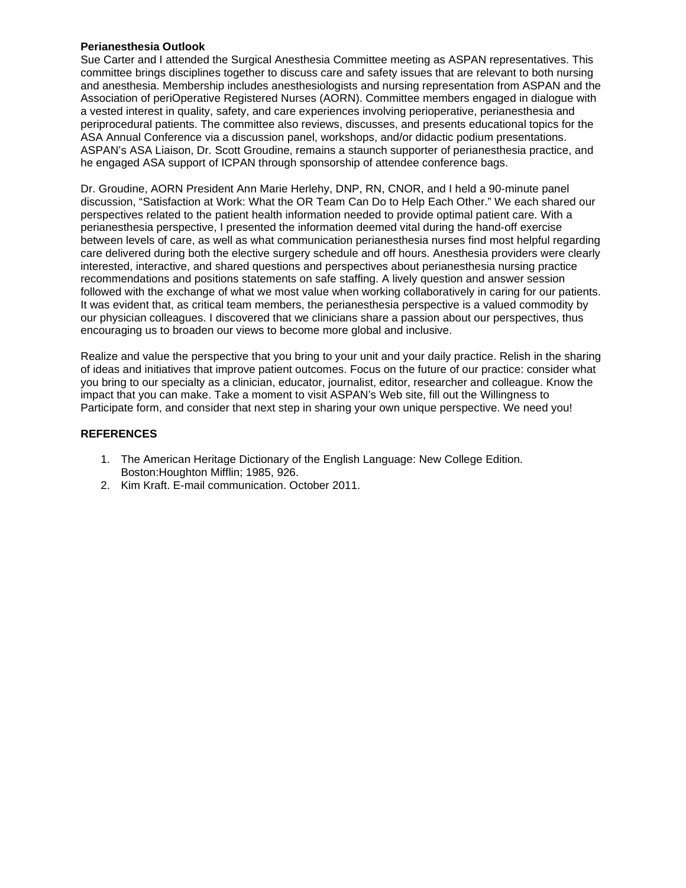**Perianesthesia Outlook**

Sue Carter and I attended the Surgical Anesthesia Committee meeting as ASPAN representatives. This committee brings disciplines together to discuss care and safety issues that are relevant to both nursing and anesthesia. Membership includes anesthesiologists and nursing representation from ASPAN and the Association of periOperative Registered Nurses (AORN). Committee members engaged in dialogue with a vested interest in quality, safety, and care experiences involving perioperative, perianesthesia and periprocedural patients. The committee also reviews, discusses, and presents educational topics for the ASA Annual Conference via a discussion panel, workshops, and/or didactic podium presentations. ASPAN's ASA Liaison, Dr. Scott Groudine, remains a staunch supporter of perianesthesia practice, and he engaged ASA support of ICPAN through sponsorship of attendee conference bags.

Dr. Groudine, AORN President Ann Marie Herlehy, DNP, RN, CNOR, and I held a 90-minute panel discussion, "Satisfaction at Work: What the OR Team Can Do to Help Each Other." We each shared our perspectives related to the patient health information needed to provide optimal patient care. With a perianesthesia perspective, I presented the information deemed vital during the hand-off exercise between levels of care, as well as what communication perianesthesia nurses find most helpful regarding care delivered during both the elective surgery schedule and off hours. Anesthesia providers were clearly interested, interactive, and shared questions and perspectives about perianesthesia nursing practice recommendations and positions statements on safe staffing. A lively question and answer session followed with the exchange of what we most value when working collaboratively in caring for our patients. It was evident that, as critical team members, the perianesthesia perspective is a valued commodity by our physician colleagues. I discovered that we clinicians share a passion about our perspectives, thus encouraging us to broaden our views to become more global and inclusive.

Realize and value the perspective that you bring to your unit and your daily practice. Relish in the sharing of ideas and initiatives that improve patient outcomes. Focus on the future of our practice: consider what you bring to our specialty as a clinician, educator, journalist, editor, researcher and colleague. Know the impact that you can make. Take a moment to visit ASPAN's Web site, fill out the Willingness to Participate form, and consider that next step in sharing your own unique perspective. We need you!

**REFERENCES**

1. The American Heritage Dictionary of the English Language: New College Edition. Boston:Houghton Mifflin; 1985, 926.
2. Kim Kraft. E-mail communication. October 2011.